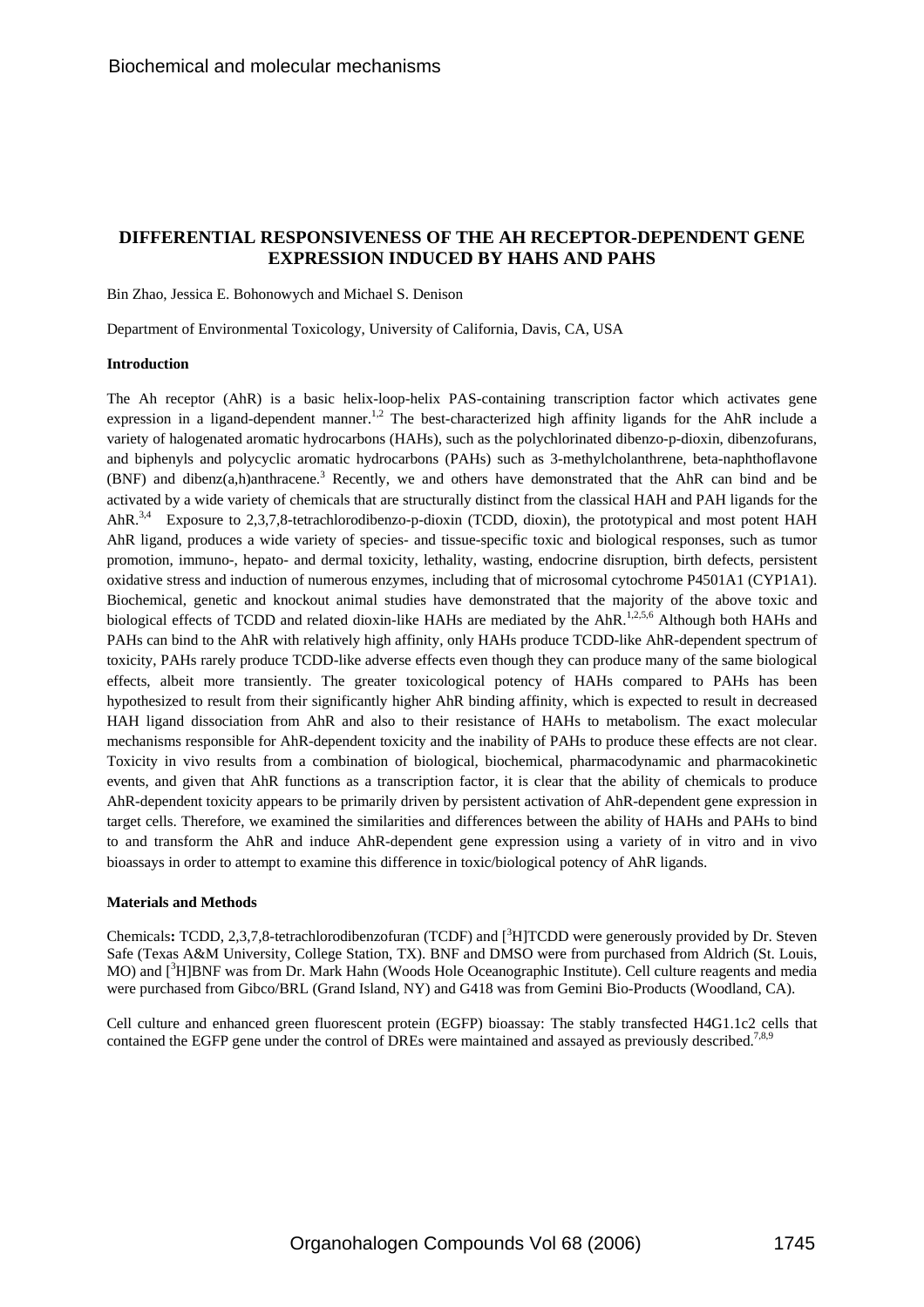# DIFFERENTIAL RESPONSIVENESS OF THE AH RECEPTOR-DEPENDENT GENE EXPRESSION INDUCED BY HAHS AND PAHS

Bin Zhao, Jessica E. Bohonowych and Michael S. Denison

Department of Environmental Toxicology, University of California, Davis, CA, USA

## Introduction

The Ah receptor (AhR) is a basic helix-loop-helix PAS-containing transcription factor which activates gene expression in a ligand-dependent manner.[1,2] The best-characterized high affinity ligands for the AhR include a variety of halogenated aromatic hydrocarbons (HAHs), such as the polychlorinated dibenzo-p-dioxin, dibenzofurans, and biphenyls and polycyclic aromatic hydrocarbons (PAHs) such as 3-methylcholanthrene, beta-naphthoflavone (BNF) and dibenz(a,h)anthracene.[3] Recently, we and others have demonstrated that the AhR can bind and be activated by a wide variety of chemicals that are structurally distinct from the classical HAH and PAH ligands for the AhR.[3,4] Exposure to 2,3,7,8-tetrachlorodibenzo-p-dioxin (TCDD, dioxin), the prototypical and most potent HAH AhR ligand, produces a wide variety of species- and tissue-specific toxic and biological responses, such as tumor promotion, immuno-, hepato- and dermal toxicity, lethality, wasting, endocrine disruption, birth defects, persistent oxidative stress and induction of numerous enzymes, including that of microsomal cytochrome P4501A1 (CYP1A1). Biochemical, genetic and knockout animal studies have demonstrated that the majority of the above toxic and biological effects of TCDD and related dioxin-like HAHs are mediated by the AhR.[1,2,5,6] Although both HAHs and PAHs can bind to the AhR with relatively high affinity, only HAHs produce TCDD-like AhR-dependent spectrum of toxicity, PAHs rarely produce TCDD-like adverse effects even though they can produce many of the same biological effects, albeit more transiently. The greater toxicological potency of HAHs compared to PAHs has been hypothesized to result from their significantly higher AhR binding affinity, which is expected to result in decreased HAH ligand dissociation from AhR and also to their resistance of HAHs to metabolism. The exact molecular mechanisms responsible for AhR-dependent toxicity and the inability of PAHs to produce these effects are not clear. Toxicity in vivo results from a combination of biological, biochemical, pharmacodynamic and pharmacokinetic events, and given that AhR functions as a transcription factor, it is clear that the ability of chemicals to produce AhR-dependent toxicity appears to be primarily driven by persistent activation of AhR-dependent gene expression in target cells. Therefore, we examined the similarities and differences between the ability of HAHs and PAHs to bind to and transform the AhR and induce AhR-dependent gene expression using a variety of in vitro and in vivo bioassays in order to attempt to examine this difference in toxic/biological potency of AhR ligands.

## Materials and Methods

**Chemicals:** TCDD, 2,3,7,8-tetrachlorodibenzofuran (TCDF) and [$^3$H]TCDD were generously provided by Dr. Steven Safe (Texas A&M University, College Station, TX). BNF and DMSO were from purchased from Aldrich (St. Louis, MO) and [$^3$H]BNF was from Dr. Mark Hahn (Woods Hole Oceanographic Institute). Cell culture reagents and media were purchased from Gibco/BRL (Grand Island, NY) and G418 was from Gemini Bio-Products (Woodland, CA).

Cell culture and enhanced green fluorescent protein (EGFP) bioassay: The stably transfected H4G1.1c2 cells that contained the EGFP gene under the control of DREs were maintained and assayed as previously described.[7,8,9]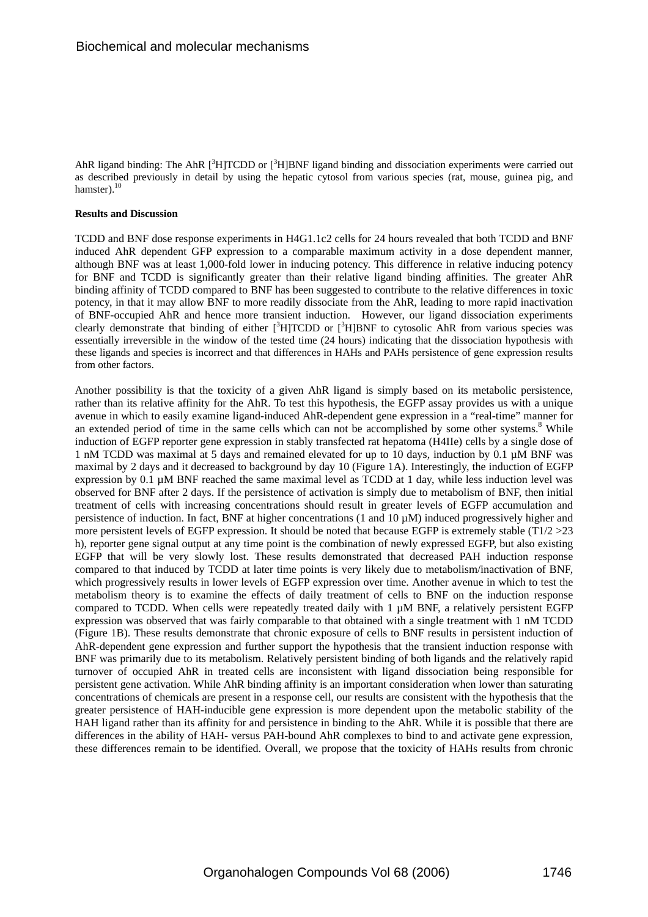AhR ligand binding: The AhR $[^3H]$TCDD or $[^3H]$BNF ligand binding and dissociation experiments were carried out as described previously in detail by using the hepatic cytosol from various species (rat, mouse, guinea pig, and hamster).[10]

**Results and Discussion**

TCDD and BNF dose response experiments in H4G1.1c2 cells for 24 hours revealed that both TCDD and BNF induced AhR dependent GFP expression to a comparable maximum activity in a dose dependent manner, although BNF was at least 1,000-fold lower in inducing potency. This difference in relative inducing potency for BNF and TCDD is significantly greater than their relative ligand binding affinities. The greater AhR binding affinity of TCDD compared to BNF has been suggested to contribute to the relative differences in toxic potency, in that it may allow BNF to more readily dissociate from the AhR, leading to more rapid inactivation of BNF-occupied AhR and hence more transient induction. However, our ligand dissociation experiments clearly demonstrate that binding of either $[^3H]$TCDD or $[^3H]$BNF to cytosolic AhR from various species was essentially irreversible in the window of the tested time (24 hours) indicating that the dissociation hypothesis with these ligands and species is incorrect and that differences in HAHs and PAHs persistence of gene expression results from other factors.

Another possibility is that the toxicity of a given AhR ligand is simply based on its metabolic persistence, rather than its relative affinity for the AhR. To test this hypothesis, the EGFP assay provides us with a unique avenue in which to easily examine ligand-induced AhR-dependent gene expression in a "real-time" manner for an extended period of time in the same cells which can not be accomplished by some other systems.[8] While induction of EGFP reporter gene expression in stably transfected rat hepatoma (H4IIe) cells by a single dose of 1 nM TCDD was maximal at 5 days and remained elevated for up to 10 days, induction by 0.1 µM BNF was maximal by 2 days and it decreased to background by day 10 (Figure 1A). Interestingly, the induction of EGFP expression by 0.1 µM BNF reached the same maximal level as TCDD at 1 day, while less induction level was observed for BNF after 2 days. If the persistence of activation is simply due to metabolism of BNF, then initial treatment of cells with increasing concentrations should result in greater levels of EGFP accumulation and persistence of induction. In fact, BNF at higher concentrations (1 and 10 µM) induced progressively higher and more persistent levels of EGFP expression. It should be noted that because EGFP is extremely stable ($T_{1/2}$ >23 h), reporter gene signal output at any time point is the combination of newly expressed EGFP, but also existing EGFP that will be very slowly lost. These results demonstrated that decreased PAH induction response compared to that induced by TCDD at later time points is very likely due to metabolism/inactivation of BNF, which progressively results in lower levels of EGFP expression over time. Another avenue in which to test the metabolism theory is to examine the effects of daily treatment of cells to BNF on the induction response compared to TCDD. When cells were repeatedly treated daily with 1 µM BNF, a relatively persistent EGFP expression was observed that was fairly comparable to that obtained with a single treatment with 1 nM TCDD (Figure 1B). These results demonstrate that chronic exposure of cells to BNF results in persistent induction of AhR-dependent gene expression and further support the hypothesis that the transient induction response with BNF was primarily due to its metabolism. Relatively persistent binding of both ligands and the relatively rapid turnover of occupied AhR in treated cells are inconsistent with ligand dissociation being responsible for persistent gene activation. While AhR binding affinity is an important consideration when lower than saturating concentrations of chemicals are present in a response cell, our results are consistent with the hypothesis that the greater persistence of HAH-inducible gene expression is more dependent upon the metabolic stability of the HAH ligand rather than its affinity for and persistence in binding to the AhR. While it is possible that there are differences in the ability of HAH- versus PAH-bound AhR complexes to bind to and activate gene expression, these differences remain to be identified. Overall, we propose that the toxicity of HAHs results from chronic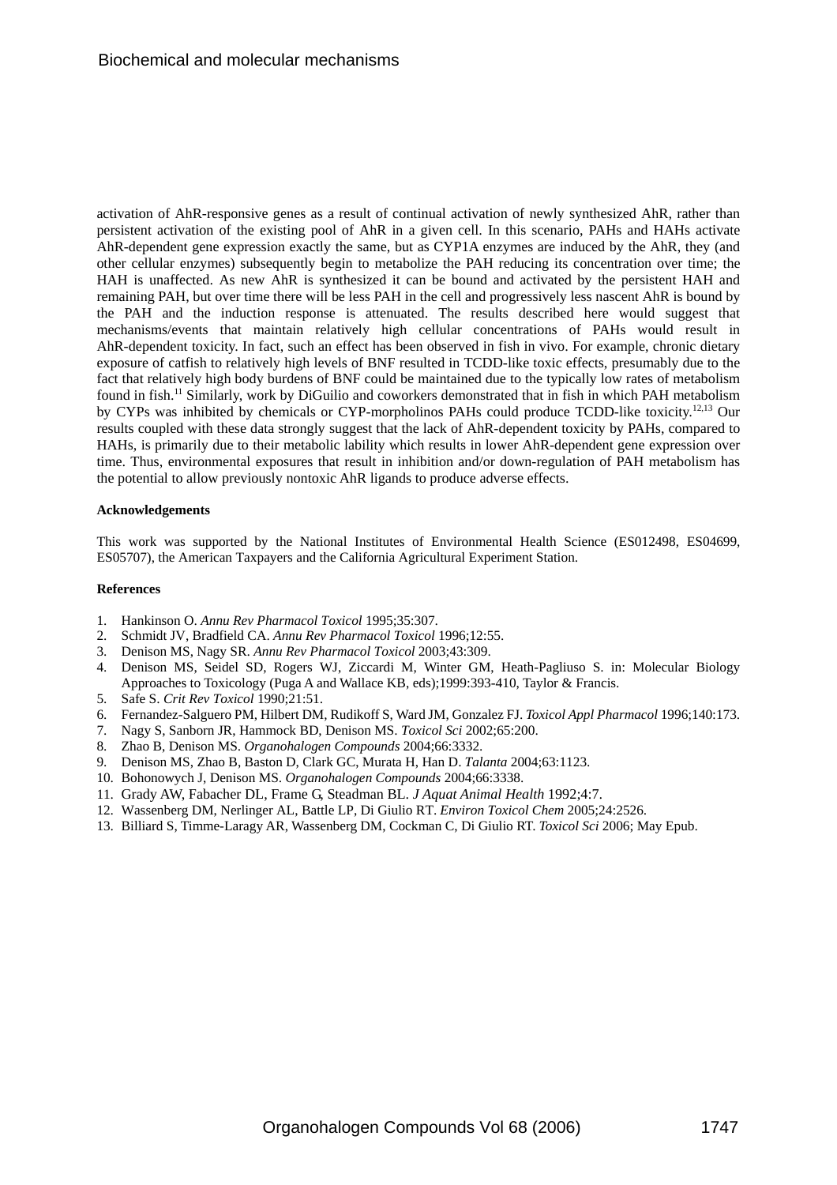activation of AhR-responsive genes as a result of continual activation of newly synthesized AhR, rather than persistent activation of the existing pool of AhR in a given cell. In this scenario, PAHs and HAHs activate AhR-dependent gene expression exactly the same, but as CYP1A enzymes are induced by the AhR, they (and other cellular enzymes) subsequently begin to metabolize the PAH reducing its concentration over time; the HAH is unaffected. As new AhR is synthesized it can be bound and activated by the persistent HAH and remaining PAH, but over time there will be less PAH in the cell and progressively less nascent AhR is bound by the PAH and the induction response is attenuated. The results described here would suggest that mechanisms/events that maintain relatively high cellular concentrations of PAHs would result in AhR-dependent toxicity. In fact, such an effect has been observed in fish in vivo. For example, chronic dietary exposure of catfish to relatively high levels of BNF resulted in TCDD-like toxic effects, presumably due to the fact that relatively high body burdens of BNF could be maintained due to the typically low rates of metabolism found in fish.[11] Similarly, work by DiGuilio and coworkers demonstrated that in fish in which PAH metabolism by CYPs was inhibited by chemicals or CYP-morpholinos PAHs could produce TCDD-like toxicity.[12,13] Our results coupled with these data strongly suggest that the lack of AhR-dependent toxicity by PAHs, compared to HAHs, is primarily due to their metabolic lability which results in lower AhR-dependent gene expression over time. Thus, environmental exposures that result in inhibition and/or down-regulation of PAH metabolism has the potential to allow previously nontoxic AhR ligands to produce adverse effects.

**Acknowledgements**

This work was supported by the National Institutes of Environmental Health Science (ES012498, ES04699, ES05707), the American Taxpayers and the California Agricultural Experiment Station.

**References**

1. Hankinson O. *Annu Rev Pharmacol Toxicol* 1995;35:307.
2. Schmidt JV, Bradfield CA. *Annu Rev Pharmacol Toxicol* 1996;12:55.
3. Denison MS, Nagy SR. *Annu Rev Pharmacol Toxicol* 2003;43:309.
4. Denison MS, Seidel SD, Rogers WJ, Ziccardi M, Winter GM, Heath-Pagliuso S. in: Molecular Biology Approaches to Toxicology (Puga A and Wallace KB, eds);1999:393-410, Taylor & Francis.
5. Safe S. *Crit Rev Toxicol* 1990;21:51.
6. Fernandez-Salguero PM, Hilbert DM, Rudikoff S, Ward JM, Gonzalez FJ. *Toxicol Appl Pharmacol* 1996;140:173.
7. Nagy S, Sanborn JR, Hammock BD, Denison MS. *Toxicol Sci* 2002;65:200.
8. Zhao B, Denison MS. *Organohalogen Compounds* 2004;66:3332.
9. Denison MS, Zhao B, Baston D, Clark GC, Murata H, Han D. *Talanta* 2004;63:1123.
10. Bohonowych J, Denison MS. *Organohalogen Compounds* 2004;66:3338.
11. Grady AW, Fabacher DL, Frame G, Steadman BL. *J Aquat Animal Health* 1992;4:7.
12. Wassenberg DM, Nerlinger AL, Battle LP, Di Giulio RT. *Environ Toxicol Chem* 2005;24:2526.
13. Billiard S, Timme-Laragy AR, Wassenberg DM, Cockman C, Di Giulio RT. *Toxicol Sci* 2006; May Epub.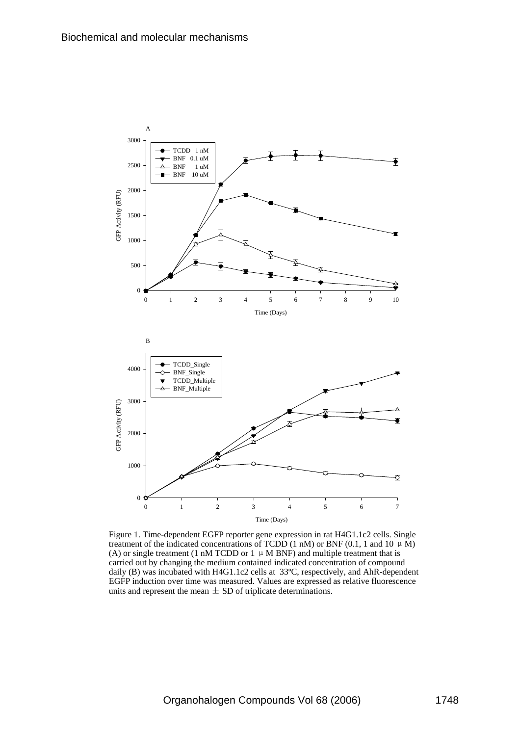A

3000
2500
2000
1500
1000
500
0

GFP Activity (RFU)

0 1 2 3 4 5 6 7 8 9 10

Time (Days)

TCDD 1 nM
BNF 0.1 uM
BNF 1 uM
BNF 10 uM

B

4000
3000
2000
1000
0

GFP Activity (RFU)

0 1 2 3 4 5 6 7

Time (Days)

TCDD_Single
BNF_Single
TCDD_Multiple
BNF_Multiple

Figure 1. Time-dependent EGFP reporter gene expression in rat H4G1.1c2 cells. Single treatment of the indicated concentrations of TCDD (1 nM) or BNF (0.1, 1 and 10 μM) (A) or single treatment (1 nM TCDD or 1 μM BNF) and multiple treatment that is carried out by changing the medium contained indicated concentration of compound daily (B) was incubated with H4G1.1c2 cells at 33ºC, respectively, and AhR-dependent EGFP induction over time was measured. Values are expressed as relative fluorescence units and represent the mean ± SD of triplicate determinations.